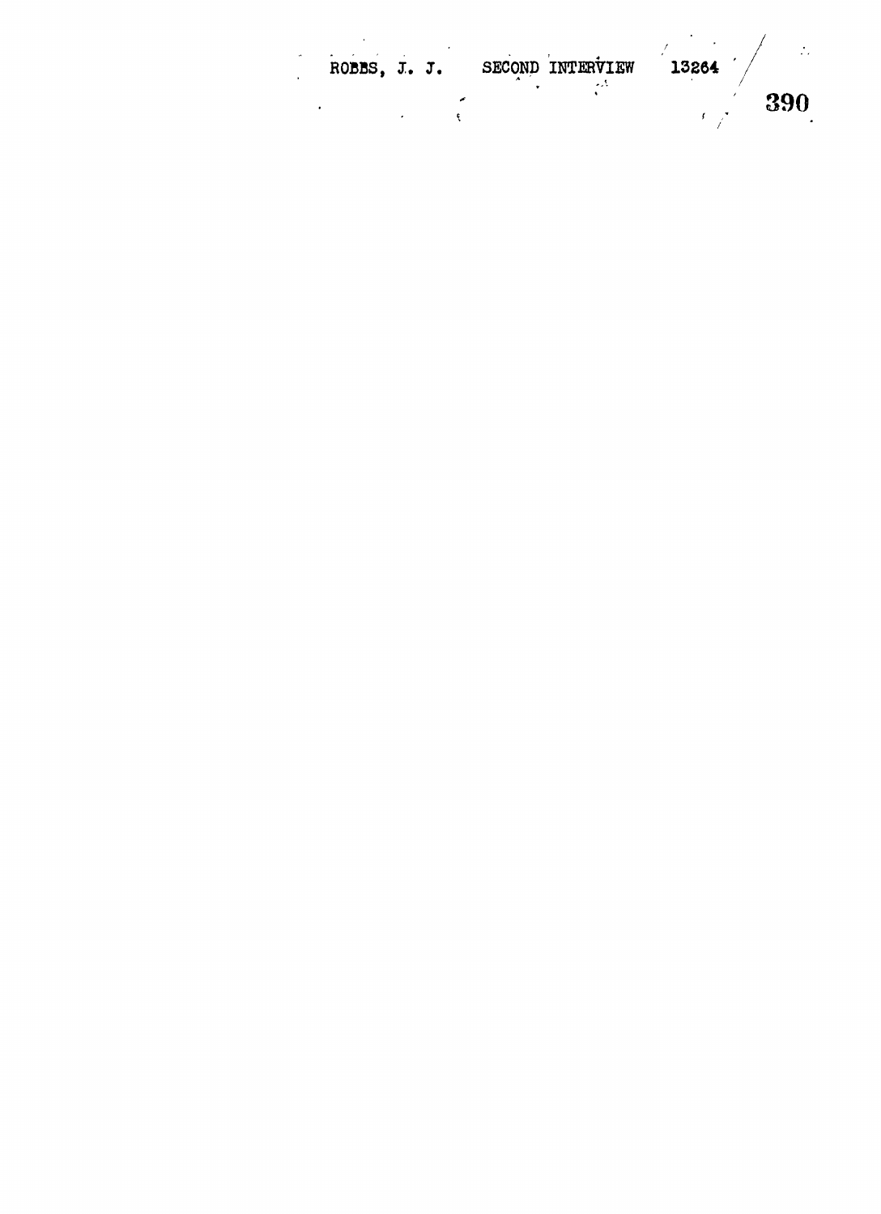ROBBS, J. J. SECOND INTERVIEW 13264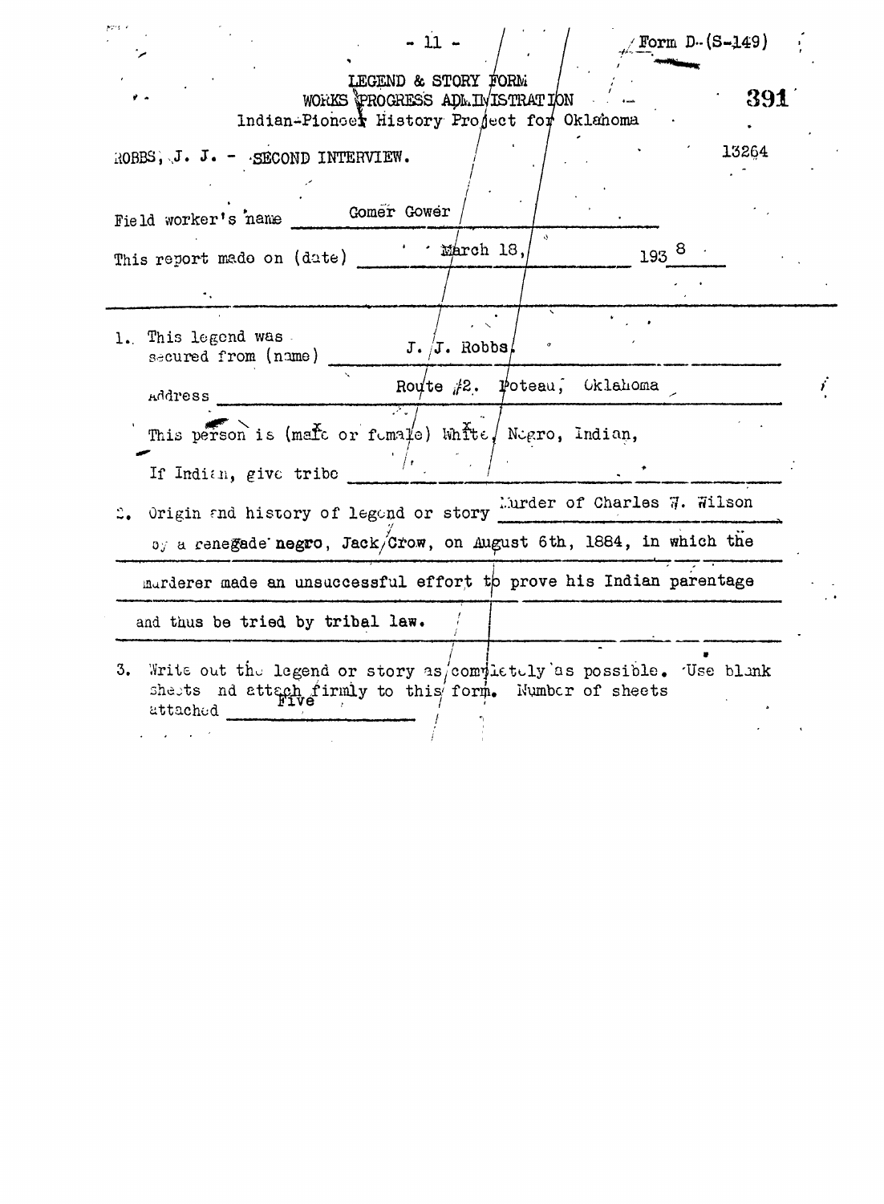Form D-(S-149)

391

LEGEND & STORY FORM
WORKS PROGRESS ADMINISTRATION
Indian-Pioneer History Project for Oklahoma

ROBBS, J. J. - SECOND INTERVIEW.

13264

Field worker's name Gomer Gower

This report made on (date) March 18, 1938

1. This legend was secured from (name) J. J. Robbs

   Address Route #2. Poteau, Oklahoma

   This person is (male or female) White, Negro, Indian,

   If Indian, give tribe

2. Origin and history of legend or story Murder of Charles W. Wilson by a renegade negro, Jack Crow, on August 6th, 1884, in which the murderer made an unsuccessful effort to prove his Indian parentage and thus be tried by tribal law.

3. Write out the legend or story as completely as possible. Use blank sheets and attach firmly to this form. Number of sheets attached Five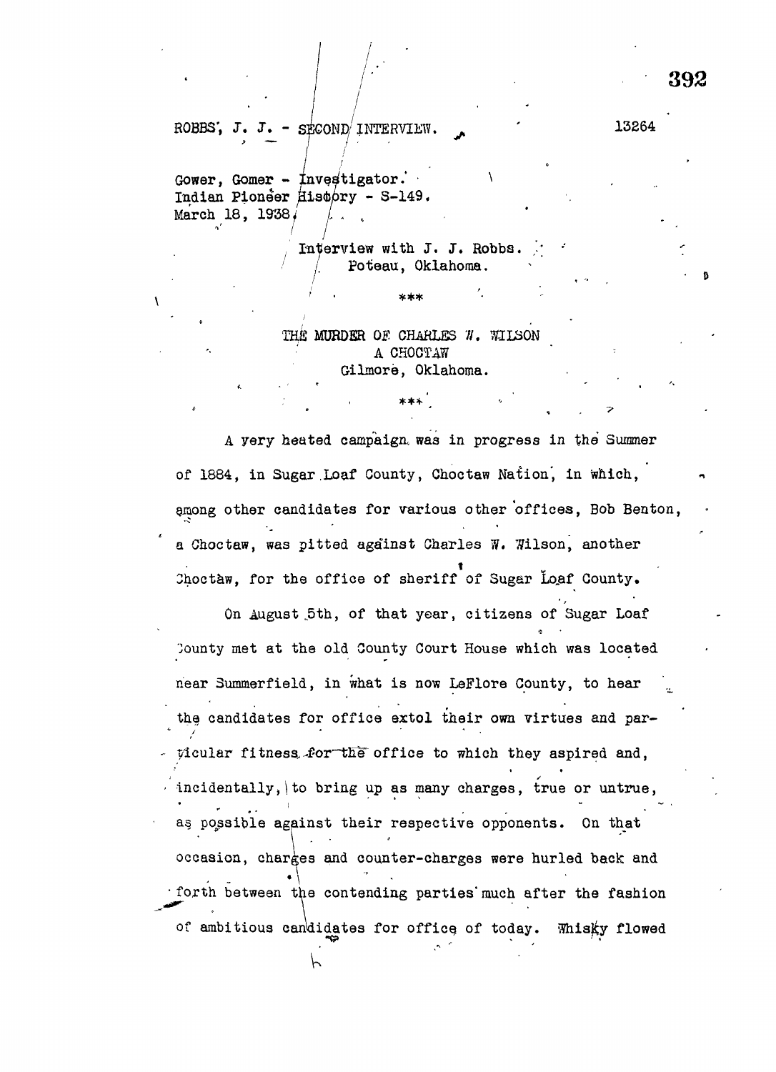ROBBS, J. J. - SECOND INTERVIEW. 13264

Gower, Gomer - Investigator.
Indian Pioneer History - S-149.
March 18, 1938.

Interview with J. J. Robbs.
Poteau, Oklahoma.

***

THE MURDER OF CHARLES W. WILSON
A CHOCTAW
Gilmore, Oklahoma.

***

A very heated campaign was in progress in the Summer of 1884, in Sugar Loaf County, Choctaw Nation, in which, among other candidates for various other offices, Bob Benton, a Choctaw, was pitted against Charles W. Wilson, another Choctaw, for the office of sheriff of Sugar Loaf County.

On August 5th, of that year, citizens of Sugar Loaf County met at the old County Court House which was located near Summerfield, in what is now LeFlore County, to hear the candidates for office extol their own virtues and particular fitness for the office to which they aspired and, incidentally, to bring up as many charges, true or untrue, as possible against their respective opponents. On that occasion, charges and counter-charges were hurled back and forth between the contending parties much after the fashion of ambitious candidates for office of today. Whisky flowed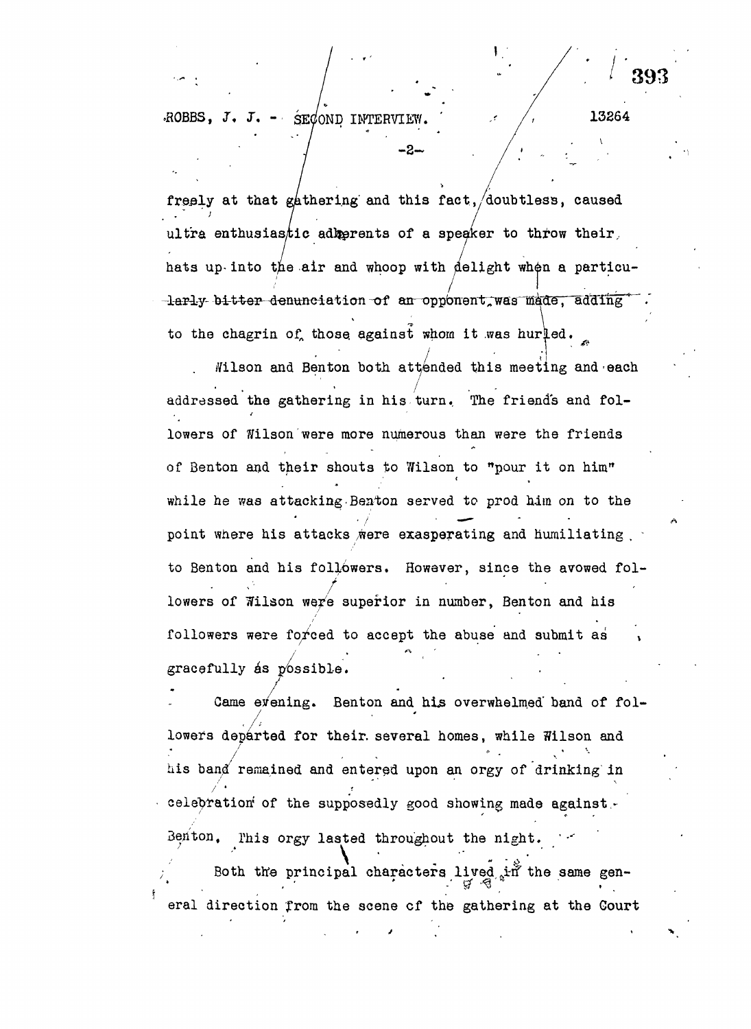freely at that gathering and this fact, doubtless, caused ultra enthusiastic adherents of a speaker to throw their hats up into the air and whoop with delight when a particularly bitter denunciation of an opponent was made, adding to the chagrin of those against whom it was hurled.

Wilson and Benton both attended this meeting and each addressed the gathering in his turn. The friends and followers of Wilson were more numerous than were the friends of Benton and their shouts to Wilson to "pour it on him" while he was attacking Benton served to prod him on to the point where his attacks were exasperating and humiliating to Benton and his followers. However, since the avowed followers of Wilson were superior in number, Benton and his followers were forced to accept the abuse and submit as gracefully as possible.

Came evening. Benton and his overwhelmed band of followers departed for their several homes, while Wilson and his band remained and entered upon an orgy of drinking in celebration of the supposedly good showing made against Benton. This orgy lasted throughout the night.

Both the principal characters lived in the same general direction from the scene of the gathering at the Court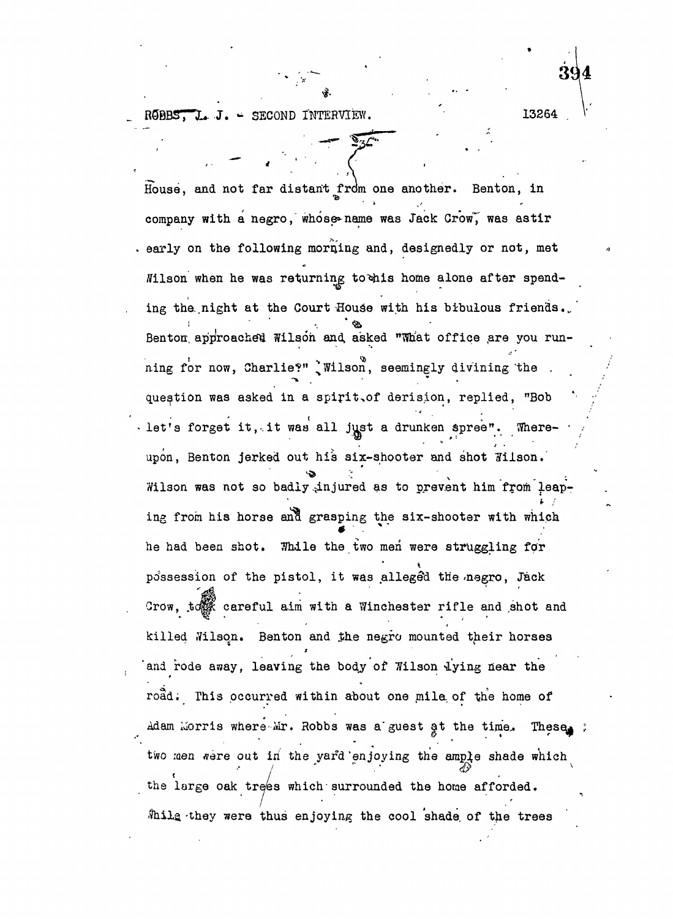House, and not far distant from one another. Benton, in company with a negro, whose name was Jack Crow, was astir early on the following morning and, designedly or not, met Wilson when he was returning to his home alone after spending the night at the Court House with his bibulous friends. Benton approached Wilson and asked "What office are you running for now, Charlie?" Wilson, seemingly divining the question was asked in a spirit of derision, replied, "Bob let's forget it, it was all just a drunken spree". Whereupon, Benton jerked out his six-shooter and shot Wilson. Wilson was not so badly injured as to prevent him from leaping from his horse and grasping the six-shooter with which he had been shot. While the two men were struggling for possession of the pistol, it was alleged the negro, Jack Crow, took careful aim with a Winchester rifle and shot and killed Wilson. Benton and the negro mounted their horses and rode away, leaving the body of Wilson lying near the road. This occurred within about one mile of the home of Adam Morris where Mr. Robbs was a guest at the time. These two men were out in the yard enjoying the ample shade which the large oak trees which surrounded the home afforded. While they were thus enjoying the cool shade of the trees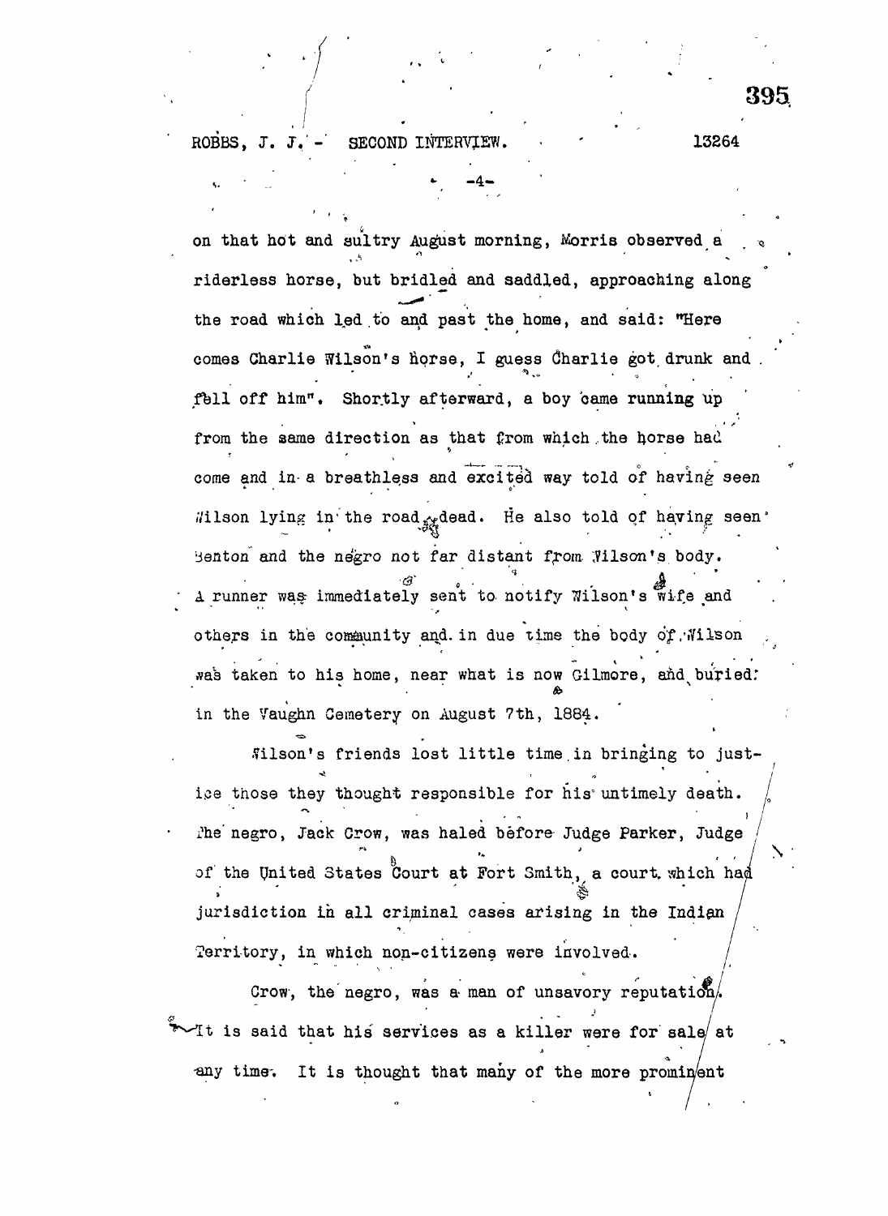on that hot and sultry August morning, Morris observed a riderless horse, but bridled and saddled, approaching along the road which led to and past the home, and said: "Here comes Charlie Wilson's horse, I guess Charlie got drunk and fell off him". Shortly afterward, a boy came running up from the same direction as that from which the horse had come and in a breathless and excited way told of having seen Wilson lying in the road dead. He also told of having seen Benton and the negro not far distant from Wilson's body. A runner was immediately sent to notify Wilson's wife and others in the community and in due time the body of Wilson was taken to his home, near what is now Gilmore, and buried in the Vaughn Cemetery on August 7th, 1884.

Wilson's friends lost little time in bringing to justice those they thought responsible for his untimely death. The negro, Jack Crow, was haled before Judge Parker, Judge of the United States Court at Fort Smith, a court which had jurisdiction in all criminal cases arising in the Indian Territory, in which non-citizens were involved.

Crow, the negro, was a man of unsavory reputation. It is said that his services as a killer were for sale at any time. It is thought that many of the more prominent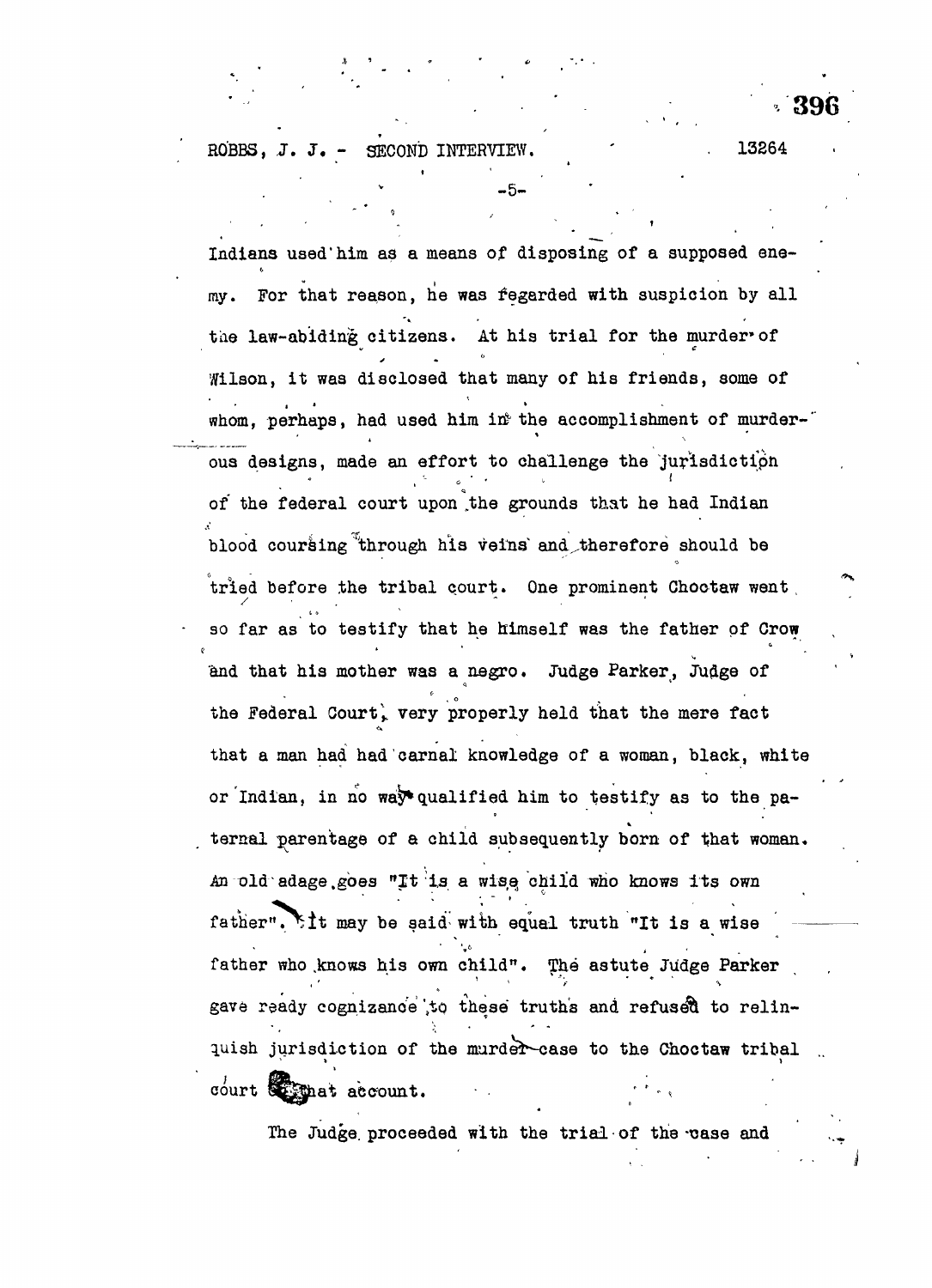Indians used him as a means of disposing of a supposed enemy. For that reason, he was regarded with suspicion by all the law-abiding citizens. At his trial for the murder of Wilson, it was disclosed that many of his friends, some of whom, perhaps, had used him in the accomplishment of murderous designs, made an effort to challenge the jurisdiction of the federal court upon the grounds that he had Indian blood coursing through his veins and therefore should be tried before the tribal court. One prominent Choctaw went so far as to testify that he himself was the father of Crow and that his mother was a negro. Judge Parker, Judge of the Federal Court, very properly held that the mere fact that a man had had carnal knowledge of a woman, black, white or Indian, in no way qualified him to testify as to the paternal parentage of a child subsequently born of that woman. An old adage goes "It is a wise child who knows its own father". It may be said with equal truth "It is a wise father who knows his own child". The astute Judge Parker gave ready cognizance to these truths and refused to relinquish jurisdiction of the murder case to the Choctaw tribal court on that account.

The Judge proceeded with the trial of the case and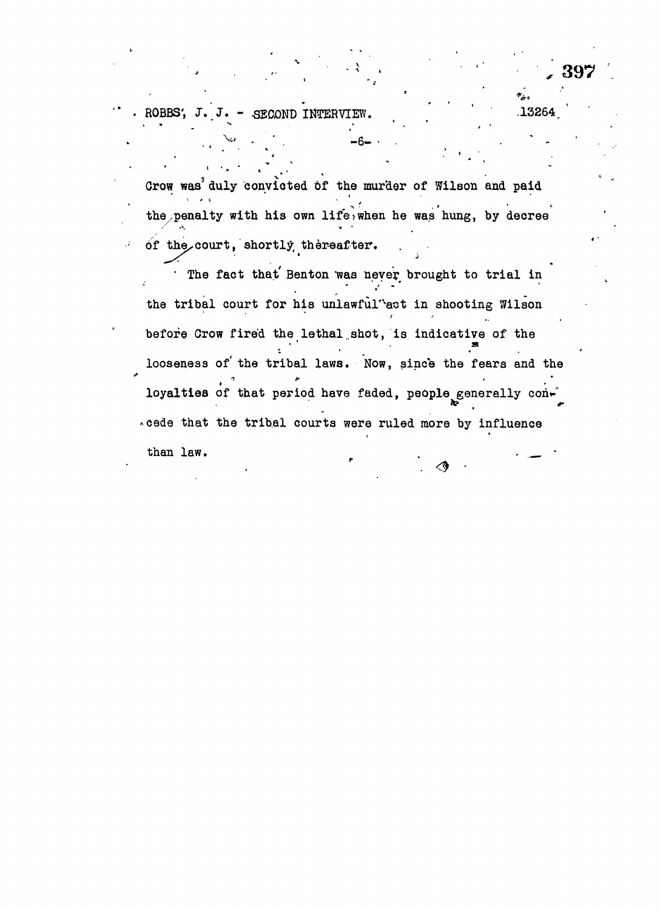Crow was duly convicted of the murder of Wilson and paid the penalty with his own life, when he was hung, by decree of the court, shortly thereafter.

The fact that Benton was never brought to trial in the tribal court for his unlawful act in shooting Wilson before Crow fired the lethal shot, is indicative of the looseness of the tribal laws. Now, since the fears and the loyalties of that period have faded, people generally concede that the tribal courts were ruled more by influence than law.